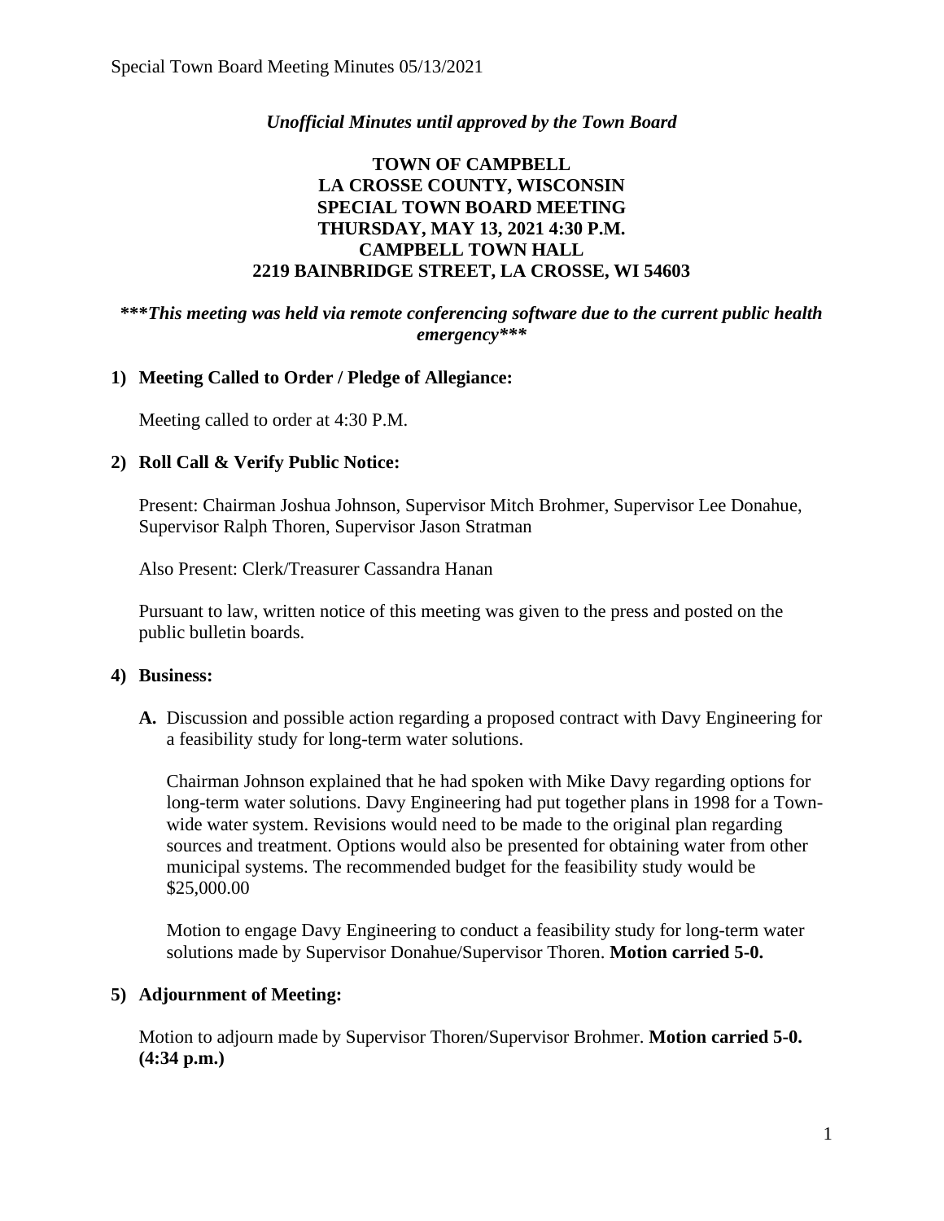*Unofficial Minutes until approved by the Town Board*

# TOWN OF CAMPBELL
# LA CROSSE COUNTY, WISCONSIN
# SPECIAL TOWN BOARD MEETING
# THURSDAY, MAY 13, 2021 4:30 P.M.
# CAMPBELL TOWN HALL
# 2219 BAINBRIDGE STREET, LA CROSSE, WI 54603

***\*\*\*This meeting was held via remote conferencing software due to the current public health emergency\*\*\****

## 1) Meeting Called to Order / Pledge of Allegiance:

Meeting called to order at 4:30 P.M.

## 2) Roll Call & Verify Public Notice:

Present: Chairman Joshua Johnson, Supervisor Mitch Brohmer, Supervisor Lee Donahue, Supervisor Ralph Thoren, Supervisor Jason Stratman

Also Present: Clerk/Treasurer Cassandra Hanan

Pursuant to law, written notice of this meeting was given to the press and posted on the public bulletin boards.

## 4) Business:

**A.** Discussion and possible action regarding a proposed contract with Davy Engineering for a feasibility study for long-term water solutions.

Chairman Johnson explained that he had spoken with Mike Davy regarding options for long-term water solutions. Davy Engineering had put together plans in 1998 for a Town-wide water system. Revisions would need to be made to the original plan regarding sources and treatment. Options would also be presented for obtaining water from other municipal systems. The recommended budget for the feasibility study would be $25,000.00

Motion to engage Davy Engineering to conduct a feasibility study for long-term water solutions made by Supervisor Donahue/Supervisor Thoren. **Motion carried 5-0.**

## 5) Adjournment of Meeting:

Motion to adjourn made by Supervisor Thoren/Supervisor Brohmer. **Motion carried 5-0. (4:34 p.m.)**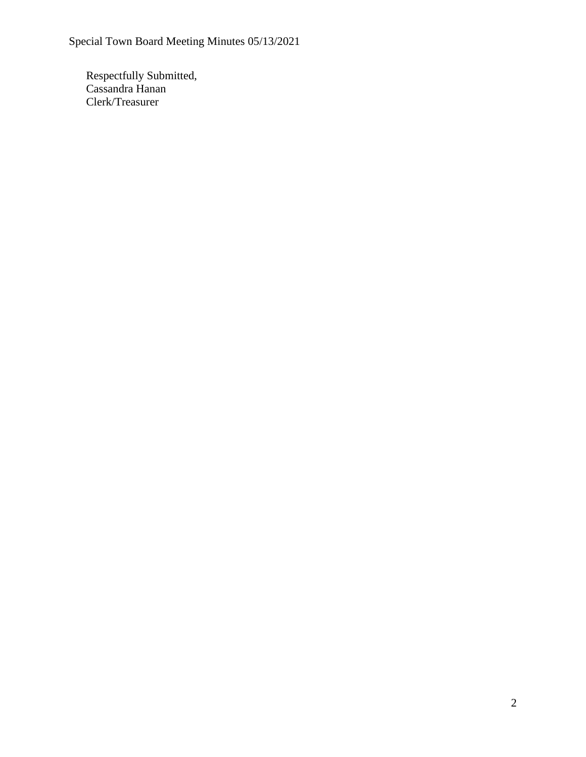Respectfully Submitted,
Cassandra Hanan
Clerk/Treasurer